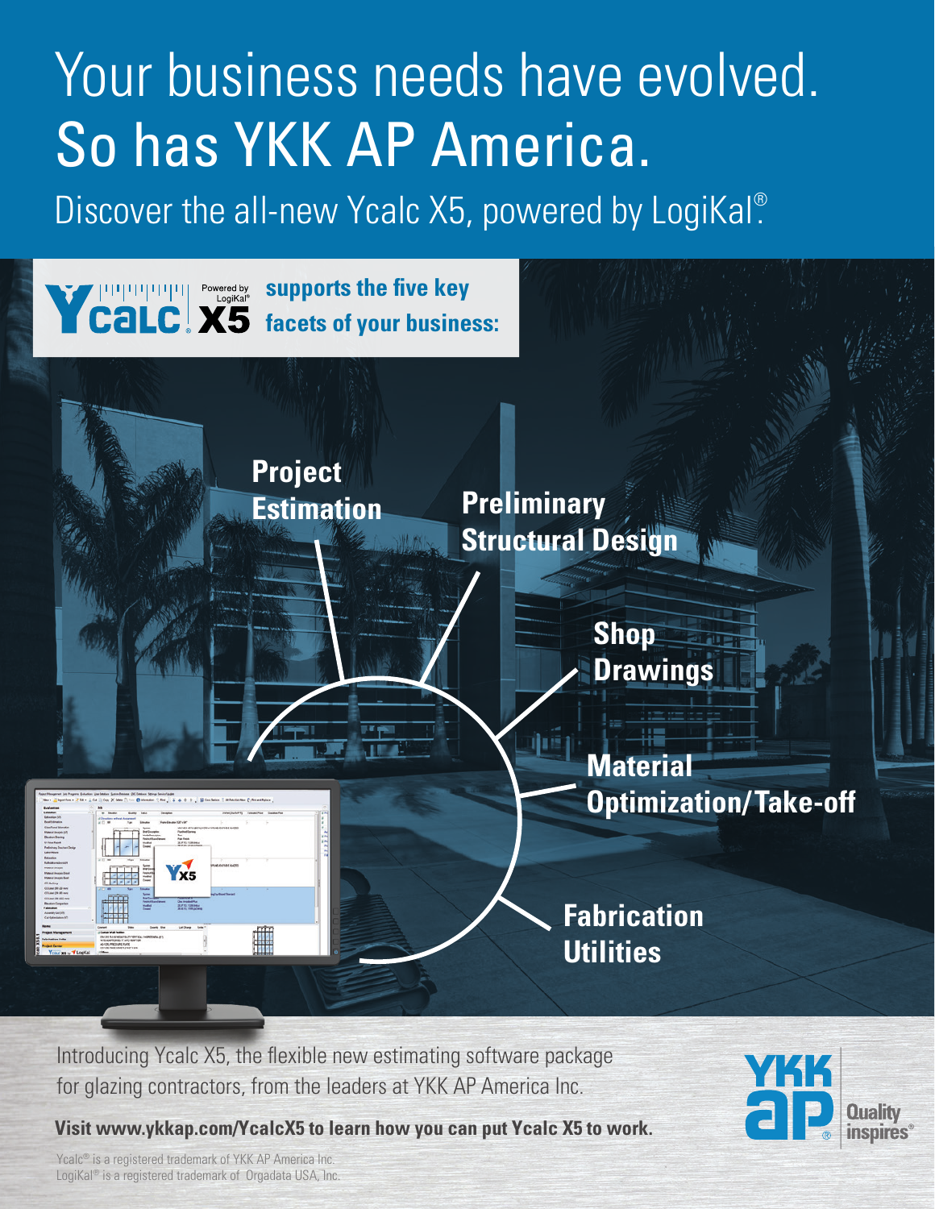# Your business needs have evolved. So has YKK AP America.

## Discover the all-new Ycalc X5, powered by LogiKal®

**Ycalc X5 Powered by LogiKal® supports the five key facets of your business:**

- **Project Estimation**
- **Preliminary Structural Design**
- **Shop Drawings**
- **Material Optimization/Take-off**
- **Fabrication Utilities**

Introducing Ycalc X5, the flexible new estimating software package for glazing contractors, from the leaders at YKK AP America Inc.

**Visit www.ykkap.com/YcalcX5 to learn how you can put Ycalc X5 to work.**

YKK AP® Quality inspires®

Ycalc® is a registered trademark of YKK AP America Inc.
LogiKal® is a registered trademark of Orgadata USA, Inc.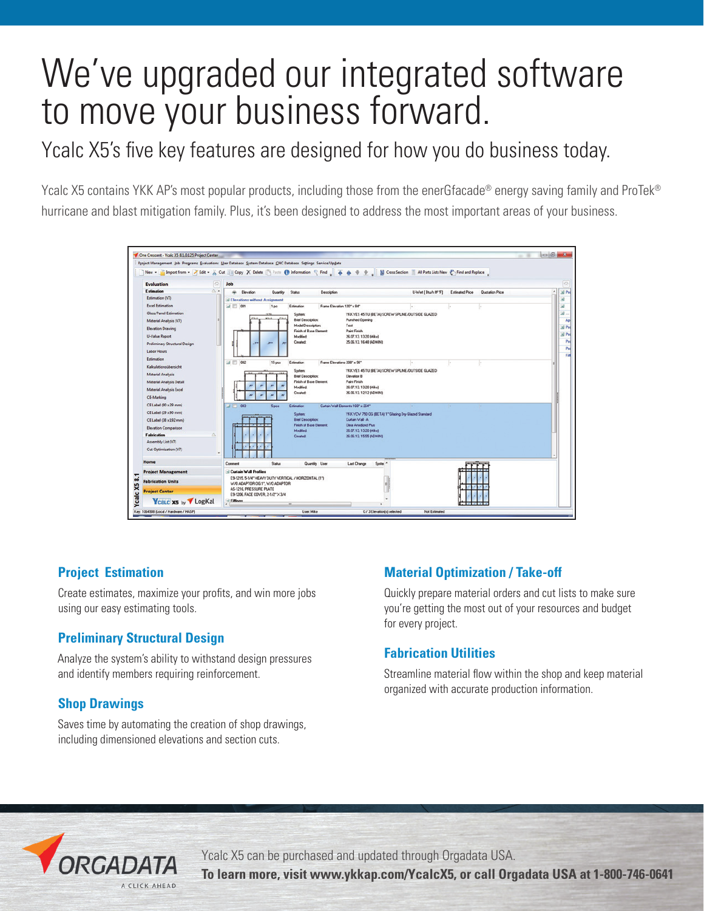# We've upgraded our integrated software to move your business forward.

## Ycalc X5's five key features are designed for how you do business today.

Ycalc X5 contains YKK AP's most popular products, including those from the enerGfacade® energy saving family and ProTek® hurricane and blast mitigation family. Plus, it's been designed to address the most important areas of your business.

### Project Estimation

Create estimates, maximize your profits, and win more jobs using our easy estimating tools.

### Preliminary Structural Design

Analyze the system's ability to withstand design pressures and identify members requiring reinforcement.

### Shop Drawings

Saves time by automating the creation of shop drawings, including dimensioned elevations and section cuts.

### Material Optimization / Take-off

Quickly prepare material orders and cut lists to make sure you're getting the most out of your resources and budget for every project.

### Fabrication Utilities

Streamline material flow within the shop and keep material organized with accurate production information.

ORGADATA
A CLICK AHEAD

Ycalc X5 can be purchased and updated through Orgadata USA.
**To learn more, visit www.ykkap.com/YcalcX5, or call Orgadata USA at 1-800-746-0641**